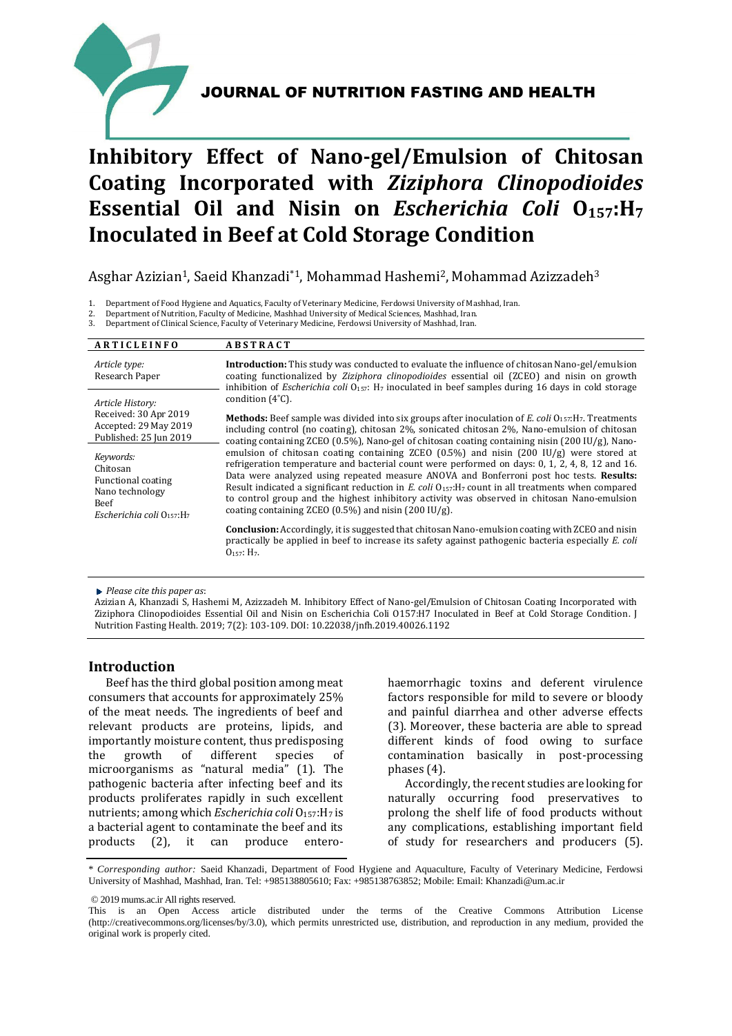# JOURNAL OF NUTRITION FASTING AND HEALTH

# Inhibitory Effect of Nano-gel/Emulsion of Chitosan Coating Incorporated with *Ziziphora Clinopodioides* Essential Oil and Nisin on *Escherichia Coli* $O_{157}$:$H_7$ Inoculated in Beef at Cold Storage Condition

Asghar Azizian[1], Saeid Khanzadi*[1], Mohammad Hashemi[2], Mohammad Azizzadeh[3]

1. Department of Food Hygiene and Aquatics, Faculty of Veterinary Medicine, Ferdowsi University of Mashhad, Iran.
2. Department of Nutrition, Faculty of Medicine, Mashhad University of Medical Sciences, Mashhad, Iran.
3. Department of Clinical Science, Faculty of Veterinary Medicine, Ferdowsi University of Mashhad, Iran.

**ARTICLE INFO**

*Article type:*
Research Paper

*Article History:*
Received: 30 Apr 2019
Accepted: 29 May 2019
Published: 25 Jun 2019

*Keywords:*
Chitosan
Functional coating
Nano technology
Beef
*Escherichia coli* $O_{157}$:$H_7$

**ABSTRACT**

**Introduction:** This study was conducted to evaluate the influence of chitosan Nano-gel/emulsion coating functionalized by *Ziziphora clinopodioides* essential oil (ZCEO) and nisin on growth inhibition of *Escherichia coli* $O_{157}$: $H_7$ inoculated in beef samples during 16 days in cold storage condition (4°C).

**Methods:** Beef sample was divided into six groups after inoculation of *E. coli* $O_{157}$:$H_7$. Treatments including control (no coating), chitosan 2%, sonicated chitosan 2%, Nano-emulsion of chitosan coating containing ZCEO (0.5%), Nano-gel of chitosan coating containing nisin (200 IU/g), Nano-emulsion of chitosan coating containing ZCEO (0.5%) and nisin (200 IU/g) were stored at refrigeration temperature and bacterial count were performed on days: 0, 1, 2, 4, 8, 12 and 16. Data were analyzed using repeated measure ANOVA and Bonferroni post hoc tests. **Results:** Result indicated a significant reduction in *E. coli* $O_{157}$:$H_7$ count in all treatments when compared to control group and the highest inhibitory activity was observed in chitosan Nano-emulsion coating containing ZCEO (0.5%) and nisin (200 IU/g).

**Conclusion:** Accordingly, it is suggested that chitosan Nano-emulsion coating with ZCEO and nisin practically be applied in beef to increase its safety against pathogenic bacteria especially *E. coli* $O_{157}$: $H_7$.

*Please cite this paper as*:
Azizian A, Khanzadi S, Hashemi M, Azizzadeh M. Inhibitory Effect of Nano-gel/Emulsion of Chitosan Coating Incorporated with Ziziphora Clinopodioides Essential Oil and Nisin on Escherichia Coli O157:H7 Inoculated in Beef at Cold Storage Condition. J Nutrition Fasting Health. 2019; 7(2): 103-109. DOI: 10.22038/jnfh.2019.40026.1192

## Introduction

Beef has the third global position among meat consumers that accounts for approximately 25% of the meat needs. The ingredients of beef and relevant products are proteins, lipids, and importantly moisture content, thus predisposing the growth of different species of microorganisms as "natural media" (1). The pathogenic bacteria after infecting beef and its products proliferates rapidly in such excellent nutrients; among which *Escherichia coli* $O_{157}$:$H_7$ is a bacterial agent to contaminate the beef and its products (2), it can produce entero-haemorrhagic toxins and deferent virulence factors responsible for mild to severe or bloody and painful diarrhea and other adverse effects (3). Moreover, these bacteria are able to spread different kinds of food owing to surface contamination basically in post-processing phases (4).

Accordingly, the recent studies are looking for naturally occurring food preservatives to prolong the shelf life of food products without any complications, establishing important field of study for researchers and producers (5).

\* *Corresponding author:* Saeid Khanzadi, Department of Food Hygiene and Aquaculture, Faculty of Veterinary Medicine, Ferdowsi University of Mashhad, Mashhad, Iran. Tel: +985138805610; Fax: +985138763852; Mobile: Email: Khanzadi@um.ac.ir

© 2019 mums.ac.ir All rights reserved.

This is an Open Access article distributed under the terms of the Creative Commons Attribution License (http://creativecommons.org/licenses/by/3.0), which permits unrestricted use, distribution, and reproduction in any medium, provided the original work is properly cited.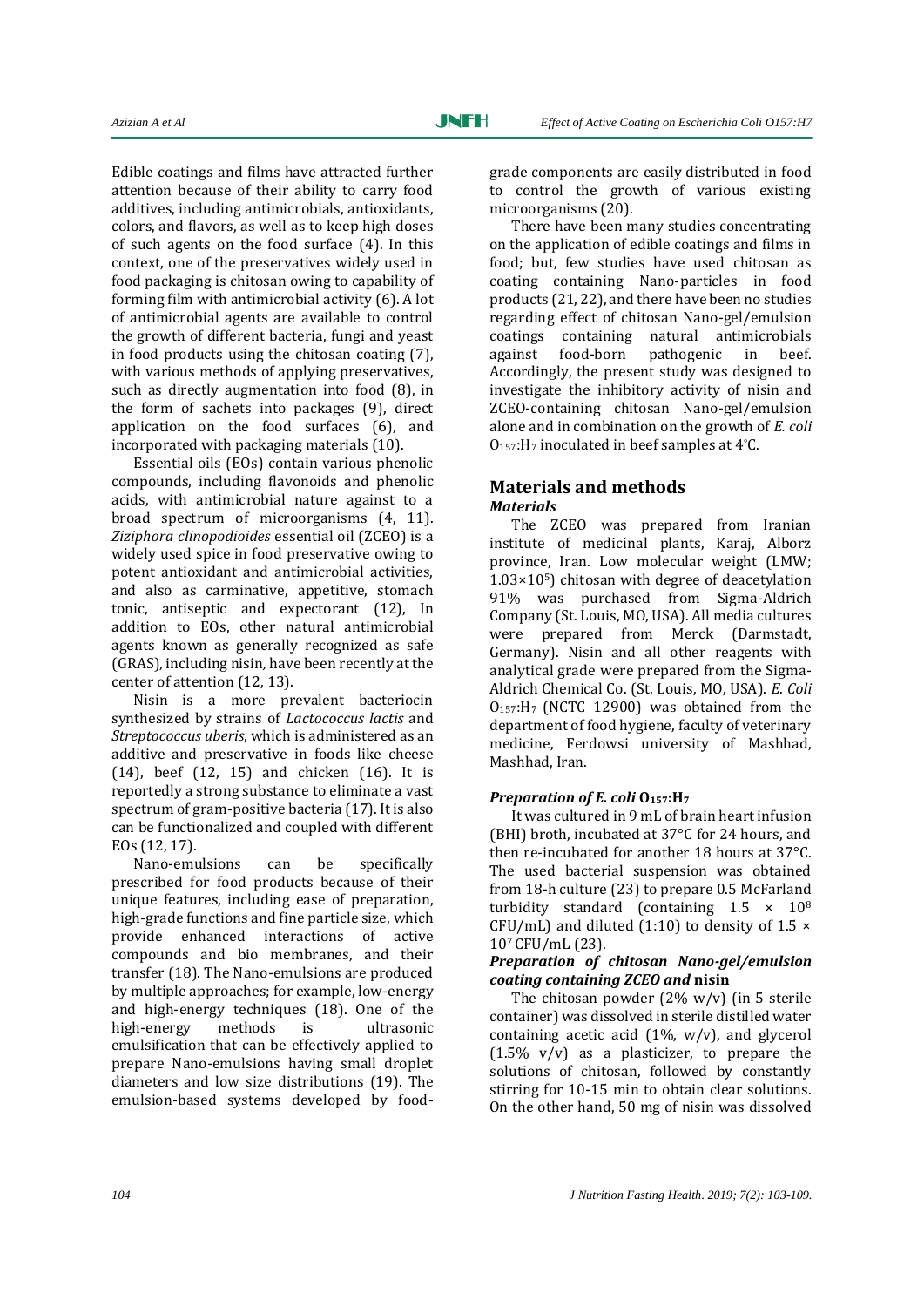Edible coatings and films have attracted further attention because of their ability to carry food additives, including antimicrobials, antioxidants, colors, and flavors, as well as to keep high doses of such agents on the food surface (4). In this context, one of the preservatives widely used in food packaging is chitosan owing to capability of forming film with antimicrobial activity (6). A lot of antimicrobial agents are available to control the growth of different bacteria, fungi and yeast in food products using the chitosan coating (7), with various methods of applying preservatives, such as directly augmentation into food (8), in the form of sachets into packages (9), direct application on the food surfaces (6), and incorporated with packaging materials (10).

Essential oils (EOs) contain various phenolic compounds, including flavonoids and phenolic acids, with antimicrobial nature against to a broad spectrum of microorganisms (4, 11). *Ziziphora clinopodioides* essential oil (ZCEO) is a widely used spice in food preservative owing to potent antioxidant and antimicrobial activities, and also as carminative, appetitive, stomach tonic, antiseptic and expectorant (12), In addition to EOs, other natural antimicrobial agents known as generally recognized as safe (GRAS), including nisin, have been recently at the center of attention (12, 13).

Nisin is a more prevalent bacteriocin synthesized by strains of *Lactococcus lactis* and *Streptococcus uberis*, which is administered as an additive and preservative in foods like cheese (14), beef (12, 15) and chicken (16). It is reportedly a strong substance to eliminate a vast spectrum of gram-positive bacteria (17). It is also can be functionalized and coupled with different EOs (12, 17).

Nano-emulsions can be specifically prescribed for food products because of their unique features, including ease of preparation, high-grade functions and fine particle size, which provide enhanced interactions of active compounds and bio membranes, and their transfer (18). The Nano-emulsions are produced by multiple approaches; for example, low-energy and high-energy techniques (18). One of the high-energy methods is ultrasonic emulsification that can be effectively applied to prepare Nano-emulsions having small droplet diameters and low size distributions (19). The emulsion-based systems developed by food-grade components are easily distributed in food to control the growth of various existing microorganisms (20).

There have been many studies concentrating on the application of edible coatings and films in food; but, few studies have used chitosan as coating containing Nano-particles in food products (21, 22), and there have been no studies regarding effect of chitosan Nano-gel/emulsion coatings containing natural antimicrobials against food-born pathogenic in beef. Accordingly, the present study was designed to investigate the inhibitory activity of nisin and ZCEO-containing chitosan Nano-gel/emulsion alone and in combination on the growth of *E. coli* $O_{157}$:$H_7$ inoculated in beef samples at 4°C.

## Materials and methods

### *Materials*

The ZCEO was prepared from Iranian institute of medicinal plants, Karaj, Alborz province, Iran. Low molecular weight (LMW; $1.03\times10^5$) chitosan with degree of deacetylation 91% was purchased from Sigma-Aldrich Company (St. Louis, MO, USA). All media cultures were prepared from Merck (Darmstadt, Germany). Nisin and all other reagents with analytical grade were prepared from the Sigma-Aldrich Chemical Co. (St. Louis, MO, USA). *E. Coli* $O_{157}$:$H_7$ (NCTC 12900) was obtained from the department of food hygiene, faculty of veterinary medicine, Ferdowsi university of Mashhad, Mashhad, Iran.

### *Preparation of E. coli* $O_{157}$:$H_7$

It was cultured in 9 mL of brain heart infusion (BHI) broth, incubated at 37°C for 24 hours, and then re-incubated for another 18 hours at 37°C. The used bacterial suspension was obtained from 18-h culture (23) to prepare 0.5 McFarland turbidity standard (containing $1.5 \times 10^8$ CFU/mL) and diluted (1:10) to density of $1.5 \times 10^7$ CFU/mL (23).

### *Preparation of chitosan Nano-gel/emulsion coating containing ZCEO and* nisin

The chitosan powder (2% w/v) (in 5 sterile container) was dissolved in sterile distilled water containing acetic acid (1%, w/v), and glycerol (1.5% v/v) as a plasticizer, to prepare the solutions of chitosan, followed by constantly stirring for 10-15 min to obtain clear solutions. On the other hand, 50 mg of nisin was dissolved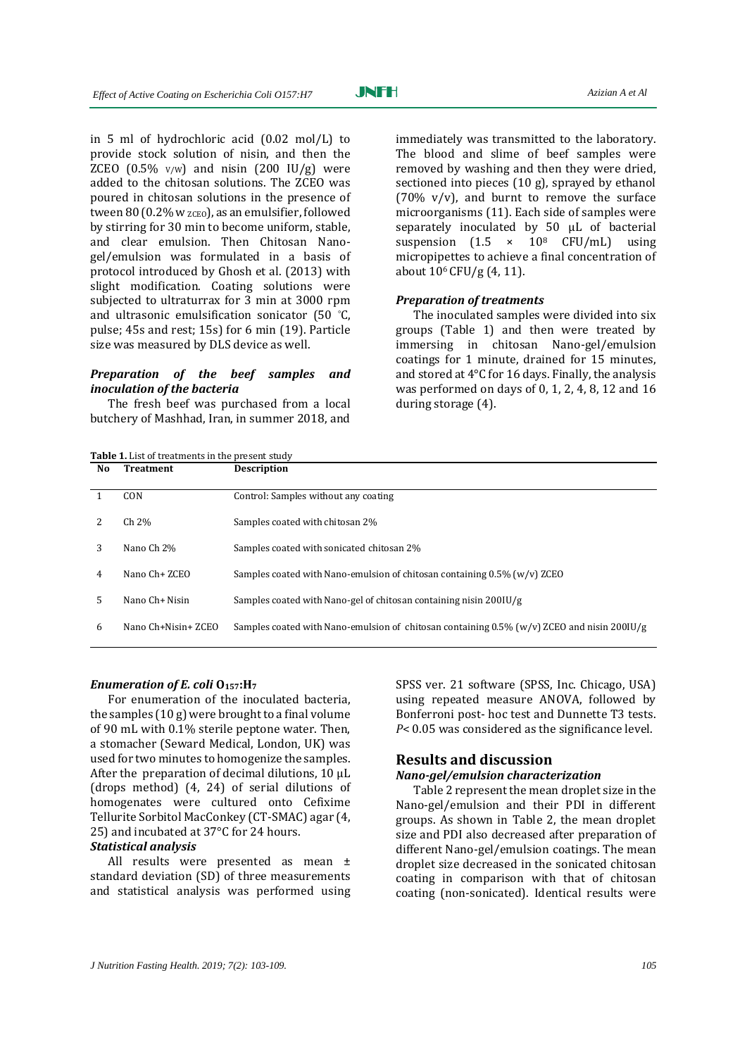in 5 ml of hydrochloric acid (0.02 mol/L) to provide stock solution of nisin, and then the ZCEO (0.5% v/w) and nisin (200 IU/g) were added to the chitosan solutions. The ZCEO was poured in chitosan solutions in the presence of tween 80 (0.2% w $_{ZCEO}$), as an emulsifier, followed by stirring for 30 min to become uniform, stable, and clear emulsion. Then Chitosan Nano-gel/emulsion was formulated in a basis of protocol introduced by Ghosh et al. (2013) with slight modification. Coating solutions were subjected to ultraturrax for 3 min at 3000 rpm and ultrasonic emulsification sonicator (50 °C, pulse; 45s and rest; 15s) for 6 min (19). Particle size was measured by DLS device as well.

### *Preparation of the beef samples and inoculation of the bacteria*

The fresh beef was purchased from a local butchery of Mashhad, Iran, in summer 2018, and immediately was transmitted to the laboratory. The blood and slime of beef samples were removed by washing and then they were dried, sectioned into pieces (10 g), sprayed by ethanol (70% v/v), and burnt to remove the surface microorganisms (11). Each side of samples were separately inoculated by 50 µL of bacterial suspension ($1.5 \times 10^8$ CFU/mL) using micropipettes to achieve a final concentration of about $10^6$ CFU/g (4, 11).

### *Preparation of treatments*

The inoculated samples were divided into six groups (Table 1) and then were treated by immersing in chitosan Nano-gel/emulsion coatings for 1 minute, drained for 15 minutes, and stored at 4°C for 16 days. Finally, the analysis was performed on days of 0, 1, 2, 4, 8, 12 and 16 during storage (4).

**Table 1.** List of treatments in the present study

| No | Treatment | Description |
|---|---|---|
| 1 | CON | Control: Samples without any coating |
| 2 | Ch 2% | Samples coated with chitosan 2% |
| 3 | Nano Ch 2% | Samples coated with sonicated chitosan 2% |
| 4 | Nano Ch+ ZCEO | Samples coated with Nano-emulsion of chitosan containing 0.5% (w/v) ZCEO |
| 5 | Nano Ch+ Nisin | Samples coated with Nano-gel of chitosan containing nisin 200IU/g |
| 6 | Nano Ch+Nisin+ ZCEO | Samples coated with Nano-emulsion of chitosan containing 0.5% (w/v) ZCEO and nisin 200IU/g |

### *Enumeration of E. coli* $O_{157}$:$H_7$

For enumeration of the inoculated bacteria, the samples (10 g) were brought to a final volume of 90 mL with 0.1% sterile peptone water. Then, a stomacher (Seward Medical, London, UK) was used for two minutes to homogenize the samples. After the preparation of decimal dilutions, 10 µL (drops method) (4, 24) of serial dilutions of homogenates were cultured onto Cefixime Tellurite Sorbitol MacConkey (CT-SMAC) agar (4, 25) and incubated at 37°C for 24 hours.

### *Statistical analysis*

All results were presented as mean ± standard deviation (SD) of three measurements and statistical analysis was performed using SPSS ver. 21 software (SPSS, Inc. Chicago, USA) using repeated measure ANOVA, followed by Bonferroni post- hoc test and Dunnette T3 tests. $P< 0.05$ was considered as the significance level.

## Results and discussion

### *Nano-gel/emulsion characterization*

Table 2 represent the mean droplet size in the Nano-gel/emulsion and their PDI in different groups. As shown in Table 2, the mean droplet size and PDI also decreased after preparation of different Nano-gel/emulsion coatings. The mean droplet size decreased in the sonicated chitosan coating in comparison with that of chitosan coating (non-sonicated). Identical results were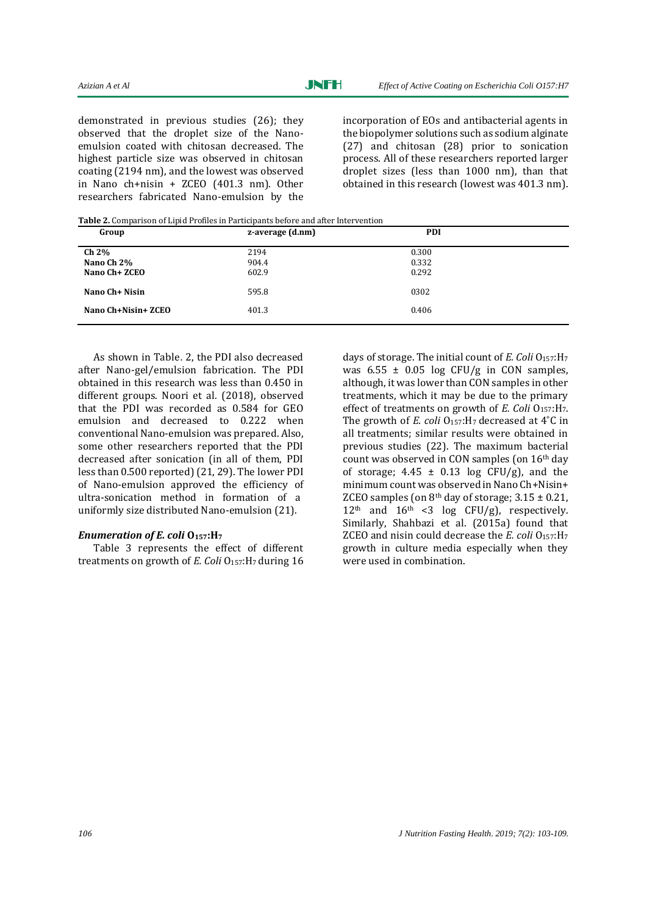demonstrated in previous studies (26); they observed that the droplet size of the Nano-emulsion coated with chitosan decreased. The highest particle size was observed in chitosan coating (2194 nm), and the lowest was observed in Nano ch+nisin + ZCEO (401.3 nm). Other researchers fabricated Nano-emulsion by the incorporation of EOs and antibacterial agents in the biopolymer solutions such as sodium alginate (27) and chitosan (28) prior to sonication process. All of these researchers reported larger droplet sizes (less than 1000 nm), than that obtained in this research (lowest was 401.3 nm).

**Table 2.** Comparison of Lipid Profiles in Participants before and after Intervention

| Group | z-average (d.nm) | PDI |
|---|---|---|
| **Ch 2%** | 2194 | 0.300 |
| **Nano Ch 2%** | 904.4 | 0.332 |
| **Nano Ch+ ZCEO** | 602.9 | 0.292 |
| **Nano Ch+ Nisin** | 595.8 | 0302 |
| **Nano Ch+Nisin+ ZCEO** | 401.3 | 0.406 |

As shown in Table. 2, the PDI also decreased after Nano-gel/emulsion fabrication. The PDI obtained in this research was less than 0.450 in different groups. Noori et al. (2018), observed that the PDI was recorded as 0.584 for GEO emulsion and decreased to 0.222 when conventional Nano-emulsion was prepared. Also, some other researchers reported that the PDI decreased after sonication (in all of them, PDI less than 0.500 reported) (21, 29). The lower PDI of Nano-emulsion approved the efficiency of ultra-sonication method in formation of a uniformly size distributed Nano-emulsion (21).

### *Enumeration of E. coli* $O_{157}$:$H_7$

Table 3 represents the effect of different treatments on growth of *E. Coli* $O_{157}$:$H_7$ during 16 days of storage. The initial count of *E. Coli* $O_{157}$:$H_7$ was $6.55 \pm 0.05$ log CFU/g in CON samples, although, it was lower than CON samples in other treatments, which it may be due to the primary effect of treatments on growth of *E. Coli* $O_{157}$:$H_7$. The growth of *E. coli* $O_{157}$:$H_7$ decreased at 4°C in all treatments; similar results were obtained in previous studies (22). The maximum bacterial count was observed in CON samples (on 16th day of storage; $4.45 \pm 0.13$ log CFU/g), and the minimum count was observed in Nano Ch+Nisin+ ZCEO samples (on 8th day of storage; $3.15 \pm 0.21$, 12th and 16th <3 log CFU/g), respectively. Similarly, Shahbazi et al. (2015a) found that ZCEO and nisin could decrease the *E. coli* $O_{157}$:$H_7$ growth in culture media especially when they were used in combination.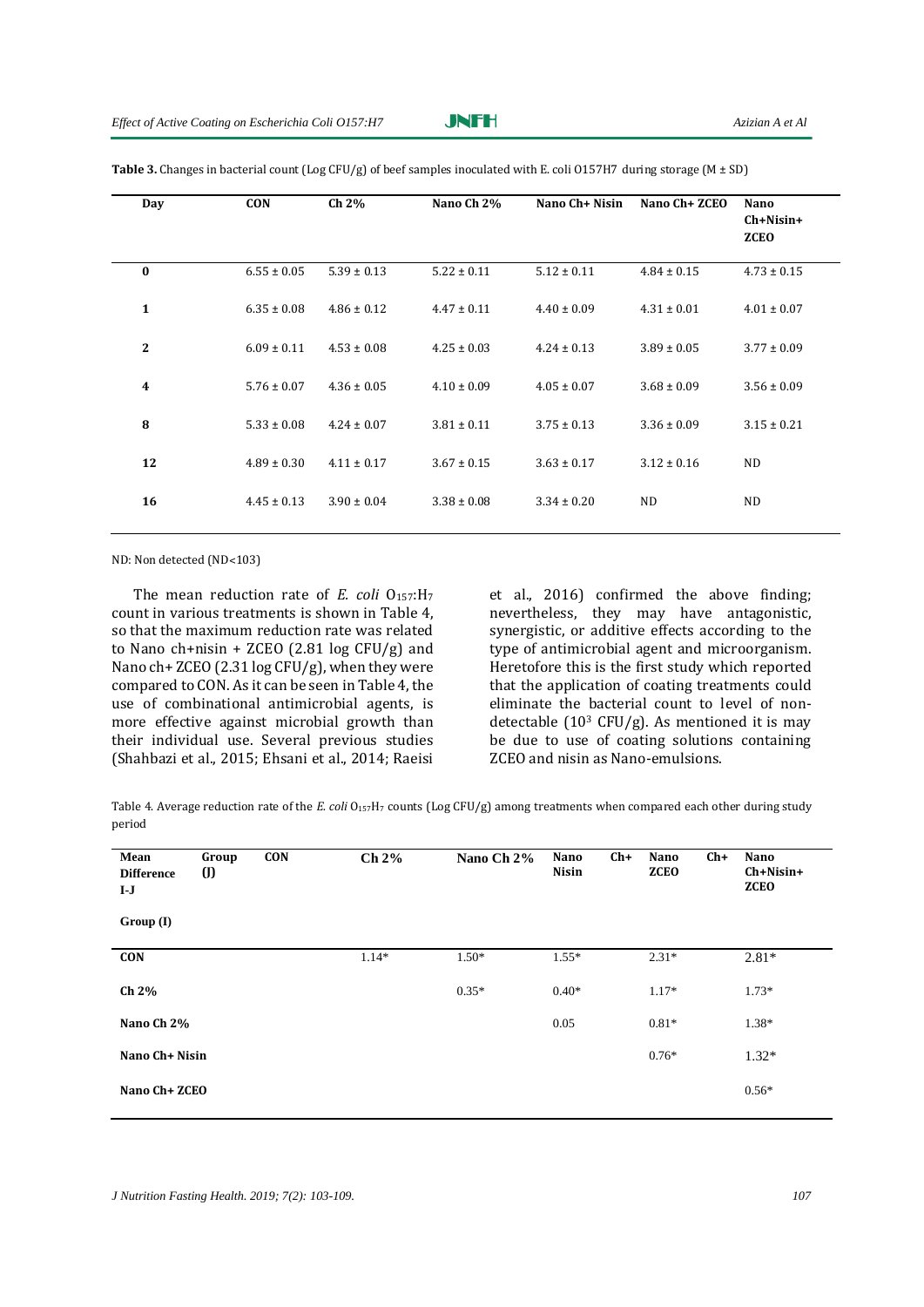**Table 3.** Changes in bacterial count (Log CFU/g) of beef samples inoculated with E. coli O157H7 during storage (M ± SD)

| Day | CON | Ch 2% | Nano Ch 2% | Nano Ch+ Nisin | Nano Ch+ ZCEO | Nano Ch+Nisin+ ZCEO |
|---|---|---|---|---|---|---|
| **0** | 6.55 ± 0.05 | 5.39 ± 0.13 | 5.22 ± 0.11 | 5.12 ± 0.11 | 4.84 ± 0.15 | 4.73 ± 0.15 |
| **1** | 6.35 ± 0.08 | 4.86 ± 0.12 | 4.47 ± 0.11 | 4.40 ± 0.09 | 4.31 ± 0.01 | 4.01 ± 0.07 |
| **2** | 6.09 ± 0.11 | 4.53 ± 0.08 | 4.25 ± 0.03 | 4.24 ± 0.13 | 3.89 ± 0.05 | 3.77 ± 0.09 |
| **4** | 5.76 ± 0.07 | 4.36 ± 0.05 | 4.10 ± 0.09 | 4.05 ± 0.07 | 3.68 ± 0.09 | 3.56 ± 0.09 |
| **8** | 5.33 ± 0.08 | 4.24 ± 0.07 | 3.81 ± 0.11 | 3.75 ± 0.13 | 3.36 ± 0.09 | 3.15 ± 0.21 |
| **12** | 4.89 ± 0.30 | 4.11 ± 0.17 | 3.67 ± 0.15 | 3.63 ± 0.17 | 3.12 ± 0.16 | ND |
| **16** | 4.45 ± 0.13 | 3.90 ± 0.04 | 3.38 ± 0.08 | 3.34 ± 0.20 | ND | ND |

ND: Non detected (ND<103)

The mean reduction rate of *E. coli* $O_{157}$:$H_7$ count in various treatments is shown in Table 4, so that the maximum reduction rate was related to Nano ch+nisin + ZCEO (2.81 log CFU/g) and Nano ch+ ZCEO (2.31 log CFU/g), when they were compared to CON. As it can be seen in Table 4, the use of combinational antimicrobial agents, is more effective against microbial growth than their individual use. Several previous studies (Shahbazi et al., 2015; Ehsani et al., 2014; Raeisi et al., 2016) confirmed the above finding; nevertheless, they may have antagonistic, synergistic, or additive effects according to the type of antimicrobial agent and microorganism. Heretofore this is the first study which reported that the application of coating treatments could eliminate the bacterial count to level of non-detectable ($10^3$ CFU/g). As mentioned it is may be due to use of coating solutions containing ZCEO and nisin as Nano-emulsions.

Table 4. Average reduction rate of the *E. coli* $O_{157}H_7$ counts (Log CFU/g) among treatments when compared each other during study period

| Mean Difference I-J / Group (I) \ Group (J) | CON | Ch 2% | Nano Ch 2% | Nano Ch+ Nisin | Nano Ch+ ZCEO | Nano Ch+Nisin+ ZCEO |
|---|---|---|---|---|---|---|
| **CON** | | 1.14* | 1.50* | 1.55* | 2.31* | 2.81* |
| **Ch 2%** | | | 0.35* | 0.40* | 1.17* | 1.73* |
| **Nano Ch 2%** | | | | 0.05 | 0.81* | 1.38* |
| **Nano Ch+ Nisin** | | | | | 0.76* | 1.32* |
| **Nano Ch+ ZCEO** | | | | | | 0.56* |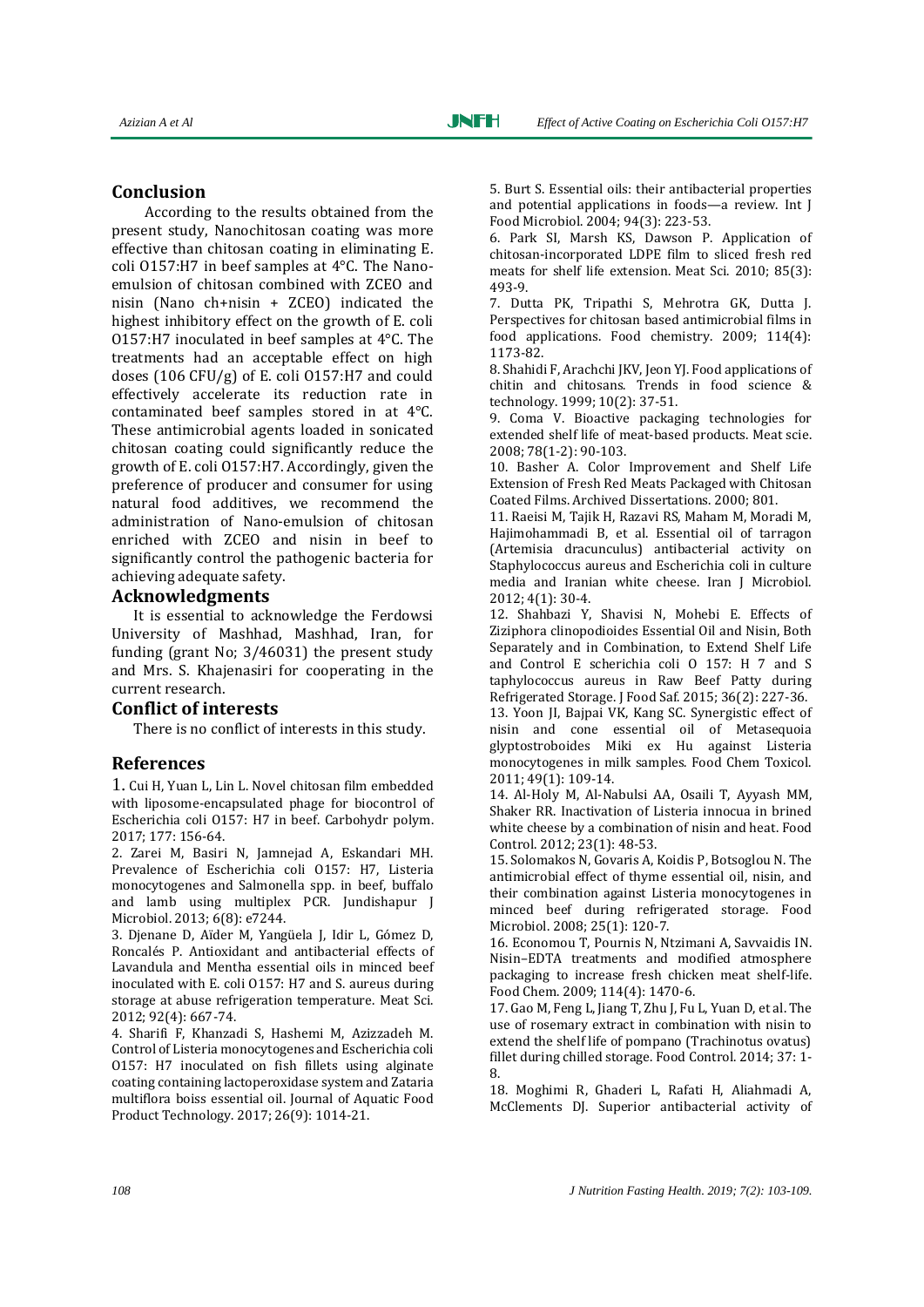## Conclusion

According to the results obtained from the present study, Nanochitosan coating was more effective than chitosan coating in eliminating E. coli O157:H7 in beef samples at 4°C. The Nano-emulsion of chitosan combined with ZCEO and nisin (Nano ch+nisin + ZCEO) indicated the highest inhibitory effect on the growth of E. coli O157:H7 inoculated in beef samples at 4°C. The treatments had an acceptable effect on high doses (106 CFU/g) of E. coli O157:H7 and could effectively accelerate its reduction rate in contaminated beef samples stored in at 4°C. These antimicrobial agents loaded in sonicated chitosan coating could significantly reduce the growth of E. coli O157:H7. Accordingly, given the preference of producer and consumer for using natural food additives, we recommend the administration of Nano-emulsion of chitosan enriched with ZCEO and nisin in beef to significantly control the pathogenic bacteria for achieving adequate safety.

## Acknowledgments

It is essential to acknowledge the Ferdowsi University of Mashhad, Mashhad, Iran, for funding (grant No; 3/46031) the present study and Mrs. S. Khajenasiri for cooperating in the current research.

## Conflict of interests

There is no conflict of interests in this study.

## References

1. Cui H, Yuan L, Lin L. Novel chitosan film embedded with liposome-encapsulated phage for biocontrol of Escherichia coli O157: H7 in beef. Carbohydr polym. 2017; 177: 156-64.
2. Zarei M, Basiri N, Jamnejad A, Eskandari MH. Prevalence of Escherichia coli O157: H7, Listeria monocytogenes and Salmonella spp. in beef, buffalo and lamb using multiplex PCR. Jundishapur J Microbiol. 2013; 6(8): e7244.
3. Djenane D, Aïder M, Yangüela J, Idir L, Gómez D, Roncalés P. Antioxidant and antibacterial effects of Lavandula and Mentha essential oils in minced beef inoculated with E. coli O157: H7 and S. aureus during storage at abuse refrigeration temperature. Meat Sci. 2012; 92(4): 667-74.
4. Sharifi F, Khanzadi S, Hashemi M, Azizzadeh M. Control of Listeria monocytogenes and Escherichia coli O157: H7 inoculated on fish fillets using alginate coating containing lactoperoxidase system and Zataria multiflora boiss essential oil. Journal of Aquatic Food Product Technology. 2017; 26(9): 1014-21.
5. Burt S. Essential oils: their antibacterial properties and potential applications in foods—a review. Int J Food Microbiol. 2004; 94(3): 223-53.
6. Park SI, Marsh KS, Dawson P. Application of chitosan-incorporated LDPE film to sliced fresh red meats for shelf life extension. Meat Sci. 2010; 85(3): 493-9.
7. Dutta PK, Tripathi S, Mehrotra GK, Dutta J. Perspectives for chitosan based antimicrobial films in food applications. Food chemistry. 2009; 114(4): 1173-82.
8. Shahidi F, Arachchi JKV, Jeon YJ. Food applications of chitin and chitosans. Trends in food science & technology. 1999; 10(2): 37-51.
9. Coma V. Bioactive packaging technologies for extended shelf life of meat-based products. Meat scie. 2008; 78(1-2): 90-103.
10. Basher A. Color Improvement and Shelf Life Extension of Fresh Red Meats Packaged with Chitosan Coated Films. Archived Dissertations. 2000; 801.
11. Raeisi M, Tajik H, Razavi RS, Maham M, Moradi M, Hajimohammadi B, et al. Essential oil of tarragon (Artemisia dracunculus) antibacterial activity on Staphylococcus aureus and Escherichia coli in culture media and Iranian white cheese. Iran J Microbiol. 2012; 4(1): 30-4.
12. Shahbazi Y, Shavisi N, Mohebi E. Effects of Ziziphora clinopodioides Essential Oil and Nisin, Both Separately and in Combination, to Extend Shelf Life and Control E scherichia coli O 157: H 7 and S taphylococcus aureus in Raw Beef Patty during Refrigerated Storage. J Food Saf. 2015; 36(2): 227-36.
13. Yoon JI, Bajpai VK, Kang SC. Synergistic effect of nisin and cone essential oil of Metasequoia glyptostroboides Miki ex Hu against Listeria monocytogenes in milk samples. Food Chem Toxicol. 2011; 49(1): 109-14.
14. Al-Holy M, Al-Nabulsi AA, Osaili T, Ayyash MM, Shaker RR. Inactivation of Listeria innocua in brined white cheese by a combination of nisin and heat. Food Control. 2012; 23(1): 48-53.
15. Solomakos N, Govaris A, Koidis P, Botsoglou N. The antimicrobial effect of thyme essential oil, nisin, and their combination against Listeria monocytogenes in minced beef during refrigerated storage. Food Microbiol. 2008; 25(1): 120-7.
16. Economou T, Pournis N, Ntzimani A, Savvaidis IN. Nisin–EDTA treatments and modified atmosphere packaging to increase fresh chicken meat shelf-life. Food Chem. 2009; 114(4): 1470-6.
17. Gao M, Feng L, Jiang T, Zhu J, Fu L, Yuan D, et al. The use of rosemary extract in combination with nisin to extend the shelf life of pompano (Trachinotus ovatus) fillet during chilled storage. Food Control. 2014; 37: 1-8.
18. Moghimi R, Ghaderi L, Rafati H, Aliahmadi A, McClements DJ. Superior antibacterial activity of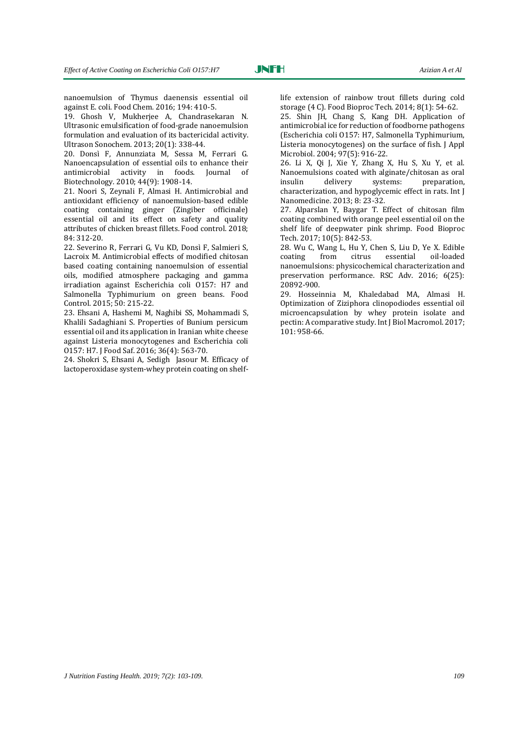nanoemulsion of Thymus daenensis essential oil against E. coli. Food Chem. 2016; 194: 410-5.

19. Ghosh V, Mukherjee A, Chandrasekaran N. Ultrasonic emulsification of food-grade nanoemulsion formulation and evaluation of its bactericidal activity. Ultrason Sonochem. 2013; 20(1): 338-44.

20. Donsì F, Annunziata M, Sessa M, Ferrari G. Nanoencapsulation of essential oils to enhance their antimicrobial activity in foods. Journal of Biotechnology. 2010; 44(9): 1908-14.

21. Noori S, Zeynali F, Almasi H. Antimicrobial and antioxidant efficiency of nanoemulsion-based edible coating containing ginger (Zingiber officinale) essential oil and its effect on safety and quality attributes of chicken breast fillets. Food control. 2018; 84: 312-20.

22. Severino R, Ferrari G, Vu KD, Donsì F, Salmieri S, Lacroix M. Antimicrobial effects of modified chitosan based coating containing nanoemulsion of essential oils, modified atmosphere packaging and gamma irradiation against Escherichia coli O157: H7 and Salmonella Typhimurium on green beans. Food Control. 2015; 50: 215-22.

23. Ehsani A, Hashemi M, Naghibi SS, Mohammadi S, Khalili Sadaghiani S. Properties of Bunium persicum essential oil and its application in Iranian white cheese against Listeria monocytogenes and Escherichia coli O157: H7. J Food Saf. 2016; 36(4): 563-70.

24. Shokri S, Ehsani A, Sedigh Jasour M. Efficacy of lactoperoxidase system-whey protein coating on shelf-life extension of rainbow trout fillets during cold storage (4 C). Food Bioproc Tech. 2014; 8(1): 54-62.

25. Shin JH, Chang S, Kang DH. Application of antimicrobial ice for reduction of foodborne pathogens (Escherichia coli O157: H7, Salmonella Typhimurium, Listeria monocytogenes) on the surface of fish. J Appl Microbiol. 2004; 97(5): 916-22.

26. Li X, Qi J, Xie Y, Zhang X, Hu S, Xu Y, et al. Nanoemulsions coated with alginate/chitosan as oral insulin delivery systems: preparation, characterization, and hypoglycemic effect in rats. Int J Nanomedicine. 2013; 8: 23-32.

27. Alparslan Y, Baygar T. Effect of chitosan film coating combined with orange peel essential oil on the shelf life of deepwater pink shrimp. Food Bioproc Tech. 2017; 10(5): 842-53.

28. Wu C, Wang L, Hu Y, Chen S, Liu D, Ye X. Edible coating from citrus essential oil-loaded nanoemulsions: physicochemical characterization and preservation performance. RSC Adv. 2016; 6(25): 20892-900.

29. Hosseinnia M, Khaledabad MA, Almasi H. Optimization of Ziziphora clinopodiodes essential oil microencapsulation by whey protein isolate and pectin: A comparative study. Int J Biol Macromol. 2017; 101: 958-66.